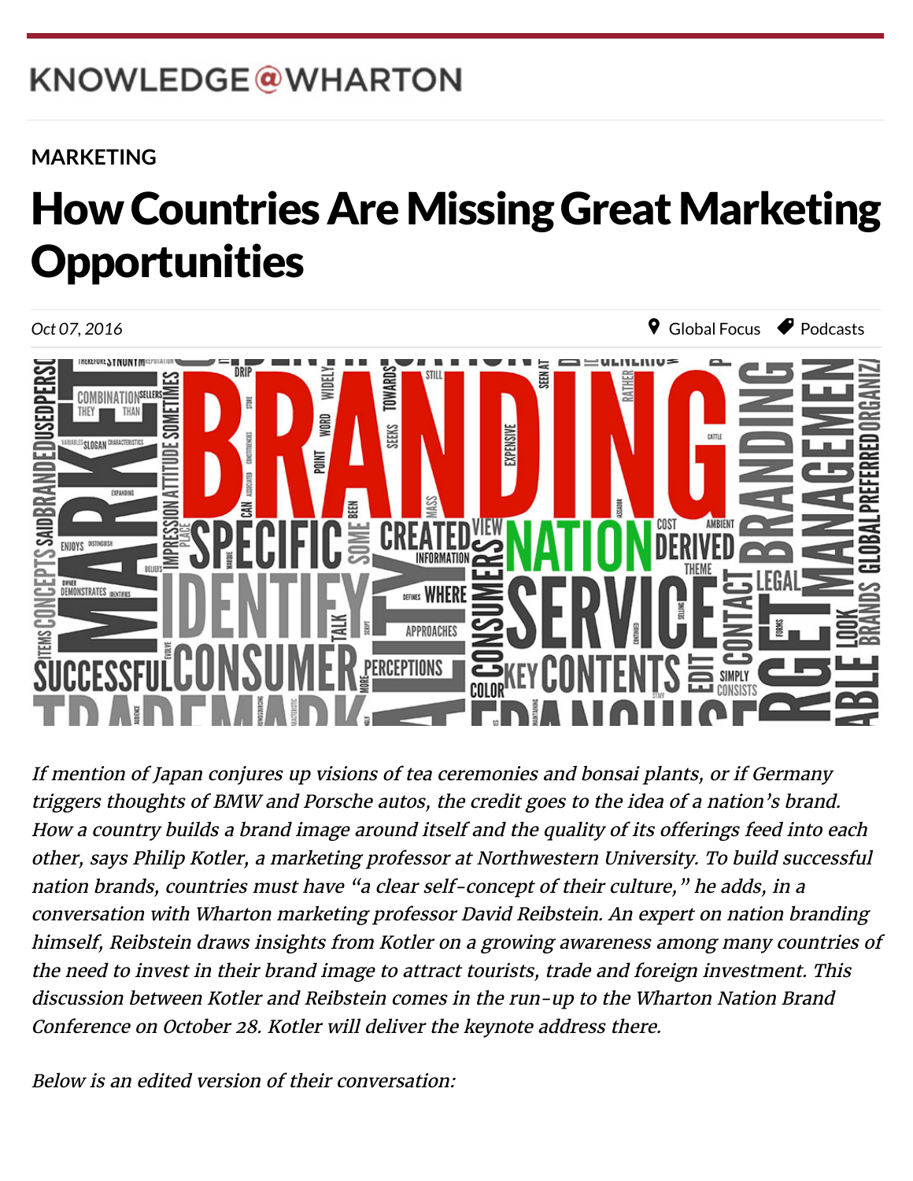KNOWLEDGE@WHARTON

MARKETING

# How Countries Are Missing Great Marketing Opportunities

Oct 07, 2016 Global Focus Podcasts

*If mention of Japan conjures up visions of tea ceremonies and bonsai plants, or if Germany triggers thoughts of BMW and Porsche autos, the credit goes to the idea of a nation's brand. How a country builds a brand image around itself and the quality of its offerings feed into each other, says Philip Kotler, a marketing professor at Northwestern University. To build successful nation brands, countries must have "a clear self-concept of their culture," he adds, in a conversation with Wharton marketing professor David Reibstein. An expert on nation branding himself, Reibstein draws insights from Kotler on a growing awareness among many countries of the need to invest in their brand image to attract tourists, trade and foreign investment. This discussion between Kotler and Reibstein comes in the run-up to the Wharton Nation Brand Conference on October 28. Kotler will deliver the keynote address there.*

*Below is an edited version of their conversation:*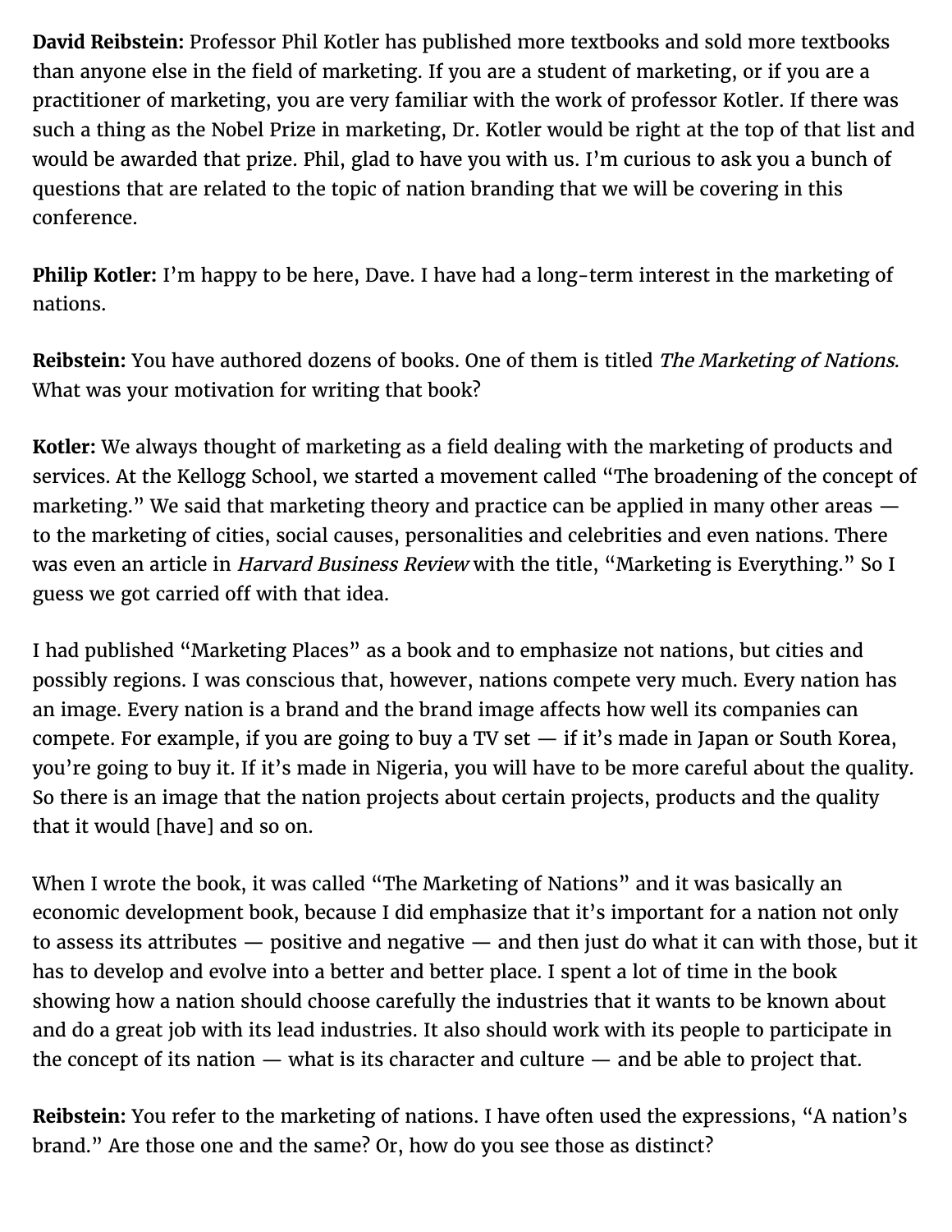**David Reibstein:** Professor Phil Kotler has published more textbooks and sold more textbooks than anyone else in the field of marketing. If you are a student of marketing, or if you are a practitioner of marketing, you are very familiar with the work of professor Kotler. If there was such a thing as the Nobel Prize in marketing, Dr. Kotler would be right at the top of that list and would be awarded that prize. Phil, glad to have you with us. I'm curious to ask you a bunch of questions that are related to the topic of nation branding that we will be covering in this conference.

**Philip Kotler:** I'm happy to be here, Dave. I have had a long-term interest in the marketing of nations.

**Reibstein:** You have authored dozens of books. One of them is titled *The Marketing of Nations*. What was your motivation for writing that book?

**Kotler:** We always thought of marketing as a field dealing with the marketing of products and services. At the Kellogg School, we started a movement called "The broadening of the concept of marketing." We said that marketing theory and practice can be applied in many other areas — to the marketing of cities, social causes, personalities and celebrities and even nations. There was even an article in *Harvard Business Review* with the title, "Marketing is Everything." So I guess we got carried off with that idea.

I had published "Marketing Places" as a book and to emphasize not nations, but cities and possibly regions. I was conscious that, however, nations compete very much. Every nation has an image. Every nation is a brand and the brand image affects how well its companies can compete. For example, if you are going to buy a TV set — if it's made in Japan or South Korea, you're going to buy it. If it's made in Nigeria, you will have to be more careful about the quality. So there is an image that the nation projects about certain projects, products and the quality that it would [have] and so on.

When I wrote the book, it was called "The Marketing of Nations" and it was basically an economic development book, because I did emphasize that it's important for a nation not only to assess its attributes — positive and negative — and then just do what it can with those, but it has to develop and evolve into a better and better place. I spent a lot of time in the book showing how a nation should choose carefully the industries that it wants to be known about and do a great job with its lead industries. It also should work with its people to participate in the concept of its nation — what is its character and culture — and be able to project that.

**Reibstein:** You refer to the marketing of nations. I have often used the expressions, "A nation's brand." Are those one and the same? Or, how do you see those as distinct?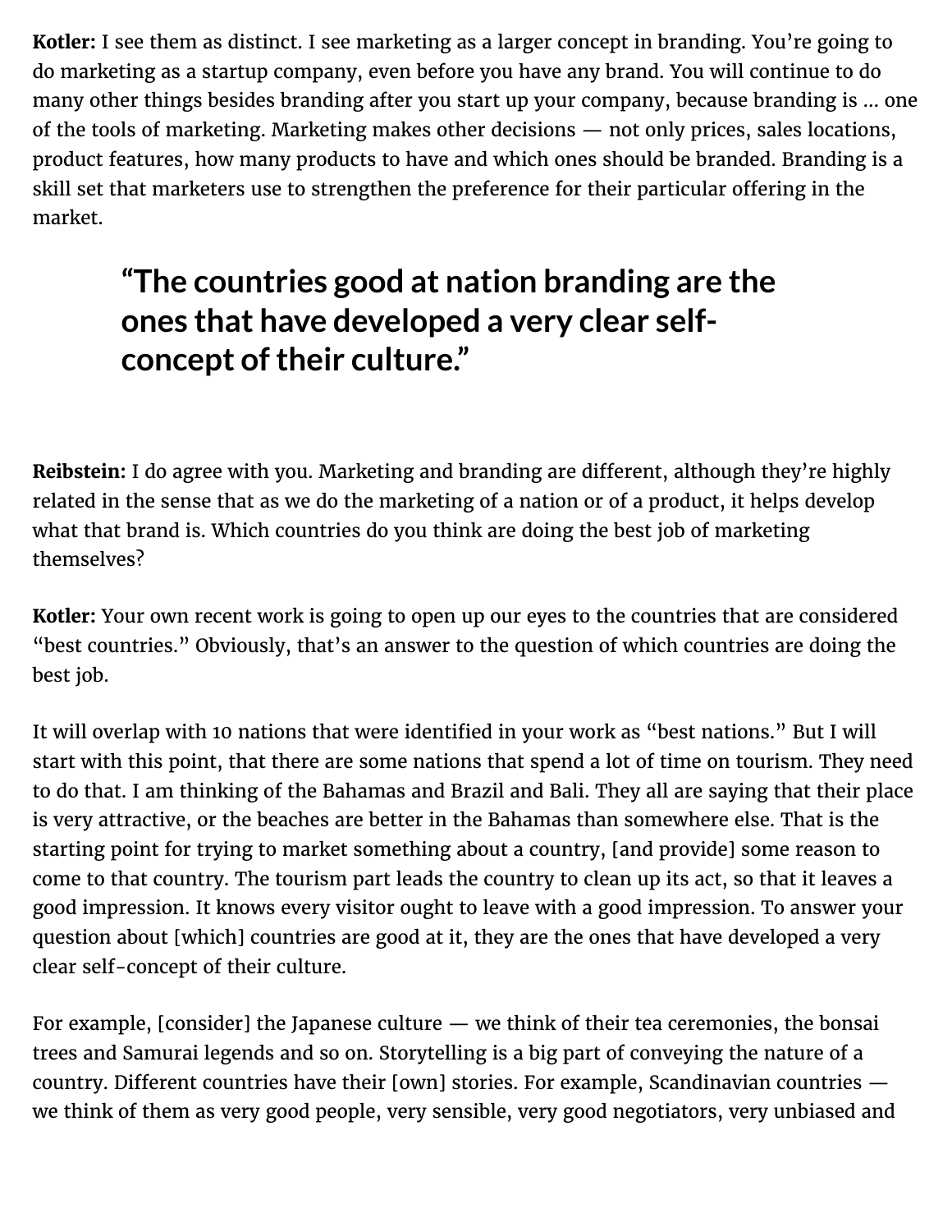**Kotler:** I see them as distinct. I see marketing as a larger concept in branding. You're going to do marketing as a startup company, even before you have any brand. You will continue to do many other things besides branding after you start up your company, because branding is … one of the tools of marketing. Marketing makes other decisions — not only prices, sales locations, product features, how many products to have and which ones should be branded. Branding is a skill set that marketers use to strengthen the preference for their particular offering in the market.

> **"The countries good at nation branding are the ones that have developed a very clear self-concept of their culture."**

**Reibstein:** I do agree with you. Marketing and branding are different, although they're highly related in the sense that as we do the marketing of a nation or of a product, it helps develop what that brand is. Which countries do you think are doing the best job of marketing themselves?

**Kotler:** Your own recent work is going to open up our eyes to the countries that are considered "best countries." Obviously, that's an answer to the question of which countries are doing the best job.

It will overlap with 10 nations that were identified in your work as "best nations." But I will start with this point, that there are some nations that spend a lot of time on tourism. They need to do that. I am thinking of the Bahamas and Brazil and Bali. They all are saying that their place is very attractive, or the beaches are better in the Bahamas than somewhere else. That is the starting point for trying to market something about a country, [and provide] some reason to come to that country. The tourism part leads the country to clean up its act, so that it leaves a good impression. It knows every visitor ought to leave with a good impression. To answer your question about [which] countries are good at it, they are the ones that have developed a very clear self-concept of their culture.

For example, [consider] the Japanese culture — we think of their tea ceremonies, the bonsai trees and Samurai legends and so on. Storytelling is a big part of conveying the nature of a country. Different countries have their [own] stories. For example, Scandinavian countries — we think of them as very good people, very sensible, very good negotiators, very unbiased and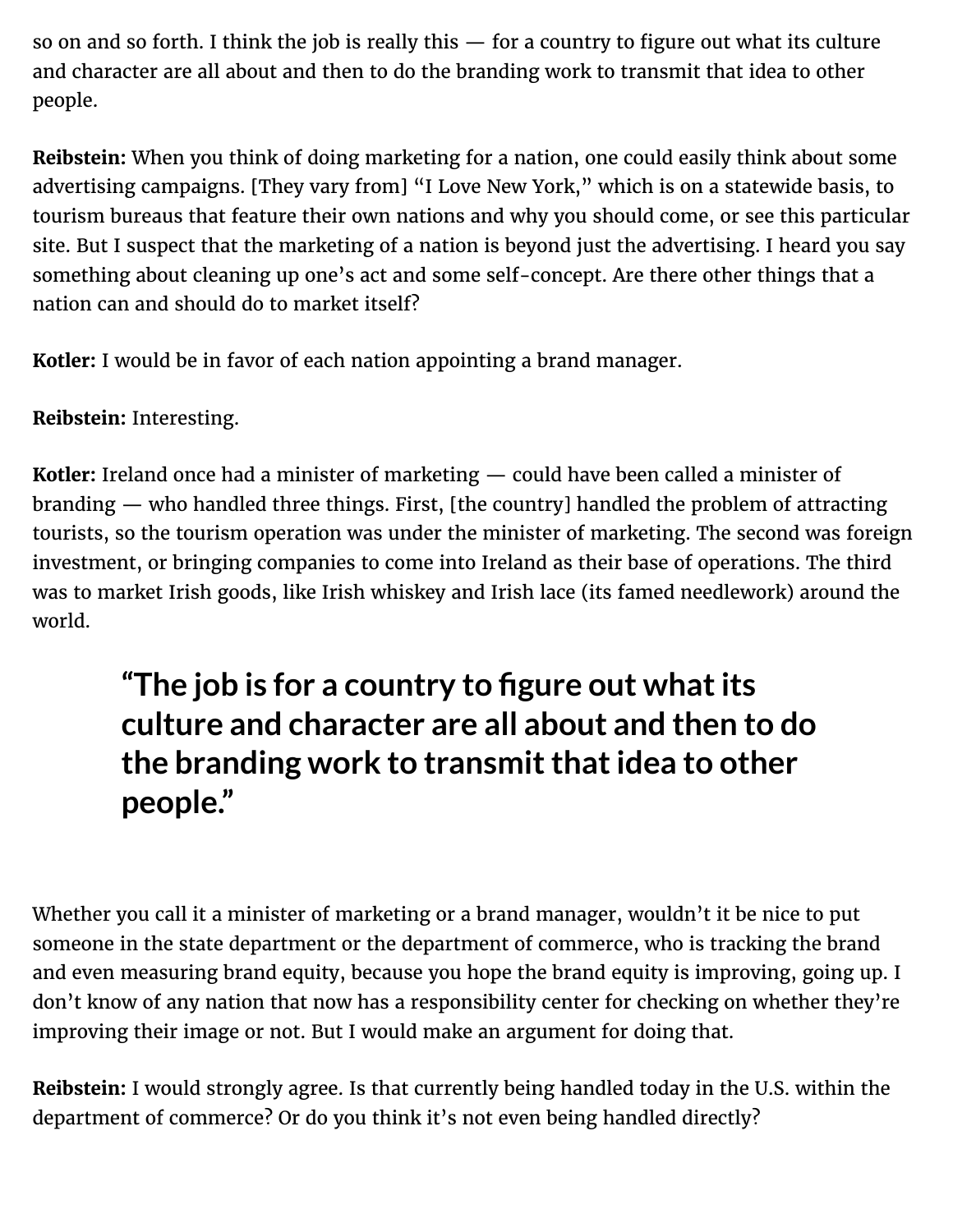so on and so forth. I think the job is really this — for a country to figure out what its culture and character are all about and then to do the branding work to transmit that idea to other people.

**Reibstein:** When you think of doing marketing for a nation, one could easily think about some advertising campaigns. [They vary from] "I Love New York," which is on a statewide basis, to tourism bureaus that feature their own nations and why you should come, or see this particular site. But I suspect that the marketing of a nation is beyond just the advertising. I heard you say something about cleaning up one's act and some self-concept. Are there other things that a nation can and should do to market itself?

**Kotler:** I would be in favor of each nation appointing a brand manager.

**Reibstein:** Interesting.

**Kotler:** Ireland once had a minister of marketing — could have been called a minister of branding — who handled three things. First, [the country] handled the problem of attracting tourists, so the tourism operation was under the minister of marketing. The second was foreign investment, or bringing companies to come into Ireland as their base of operations. The third was to market Irish goods, like Irish whiskey and Irish lace (its famed needlework) around the world.

> **"The job is for a country to figure out what its culture and character are all about and then to do the branding work to transmit that idea to other people."**

Whether you call it a minister of marketing or a brand manager, wouldn't it be nice to put someone in the state department or the department of commerce, who is tracking the brand and even measuring brand equity, because you hope the brand equity is improving, going up. I don't know of any nation that now has a responsibility center for checking on whether they're improving their image or not. But I would make an argument for doing that.

**Reibstein:** I would strongly agree. Is that currently being handled today in the U.S. within the department of commerce? Or do you think it's not even being handled directly?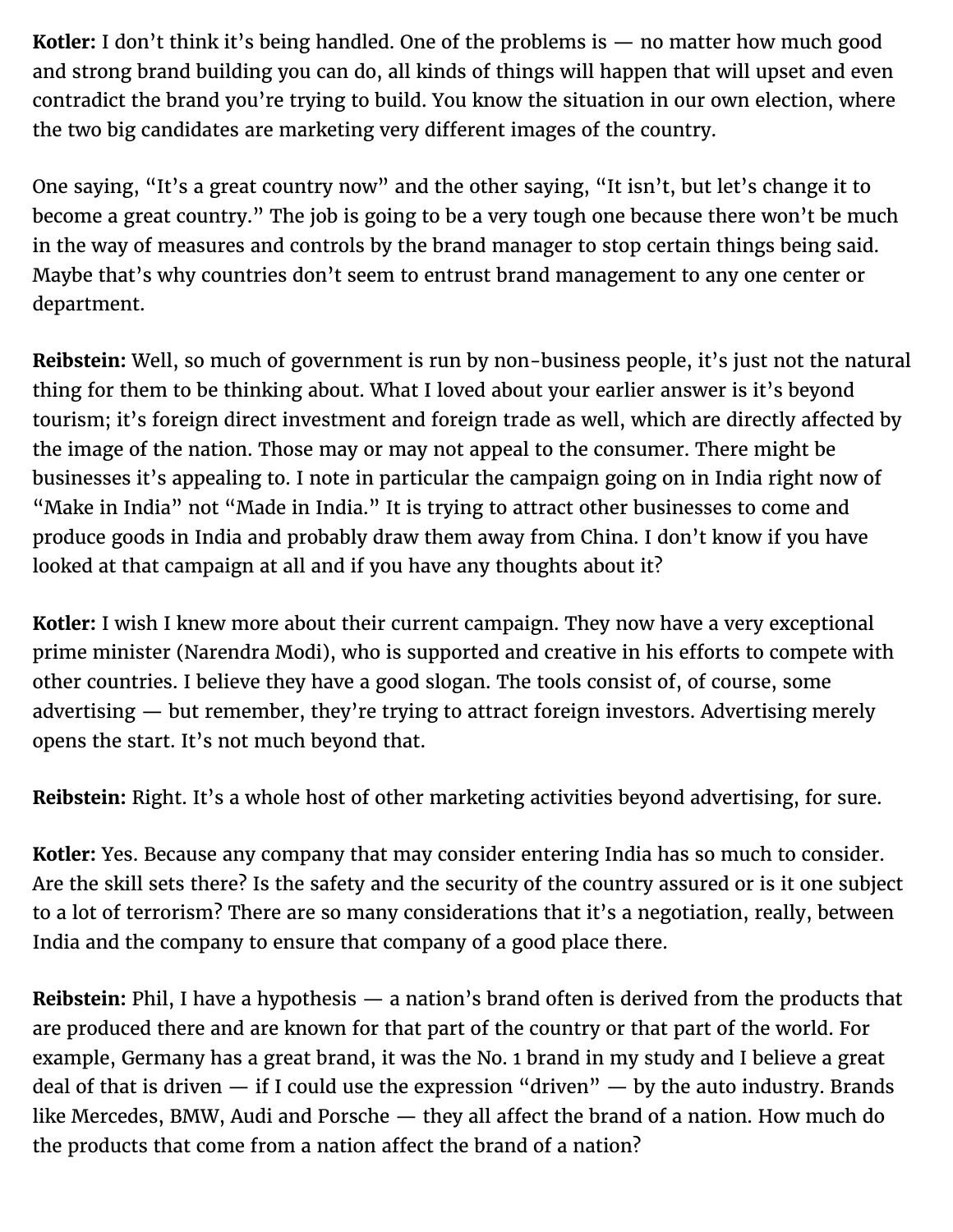**Kotler:** I don't think it's being handled. One of the problems is — no matter how much good and strong brand building you can do, all kinds of things will happen that will upset and even contradict the brand you're trying to build. You know the situation in our own election, where the two big candidates are marketing very different images of the country.

One saying, "It's a great country now" and the other saying, "It isn't, but let's change it to become a great country." The job is going to be a very tough one because there won't be much in the way of measures and controls by the brand manager to stop certain things being said. Maybe that's why countries don't seem to entrust brand management to any one center or department.

**Reibstein:** Well, so much of government is run by non-business people, it's just not the natural thing for them to be thinking about. What I loved about your earlier answer is it's beyond tourism; it's foreign direct investment and foreign trade as well, which are directly affected by the image of the nation. Those may or may not appeal to the consumer. There might be businesses it's appealing to. I note in particular the campaign going on in India right now of "Make in India" not "Made in India." It is trying to attract other businesses to come and produce goods in India and probably draw them away from China. I don't know if you have looked at that campaign at all and if you have any thoughts about it?

**Kotler:** I wish I knew more about their current campaign. They now have a very exceptional prime minister (Narendra Modi), who is supported and creative in his efforts to compete with other countries. I believe they have a good slogan. The tools consist of, of course, some advertising — but remember, they're trying to attract foreign investors. Advertising merely opens the start. It's not much beyond that.

**Reibstein:** Right. It's a whole host of other marketing activities beyond advertising, for sure.

**Kotler:** Yes. Because any company that may consider entering India has so much to consider. Are the skill sets there? Is the safety and the security of the country assured or is it one subject to a lot of terrorism? There are so many considerations that it's a negotiation, really, between India and the company to ensure that company of a good place there.

**Reibstein:** Phil, I have a hypothesis — a nation's brand often is derived from the products that are produced there and are known for that part of the country or that part of the world. For example, Germany has a great brand, it was the No. 1 brand in my study and I believe a great deal of that is driven — if I could use the expression "driven" — by the auto industry. Brands like Mercedes, BMW, Audi and Porsche — they all affect the brand of a nation. How much do the products that come from a nation affect the brand of a nation?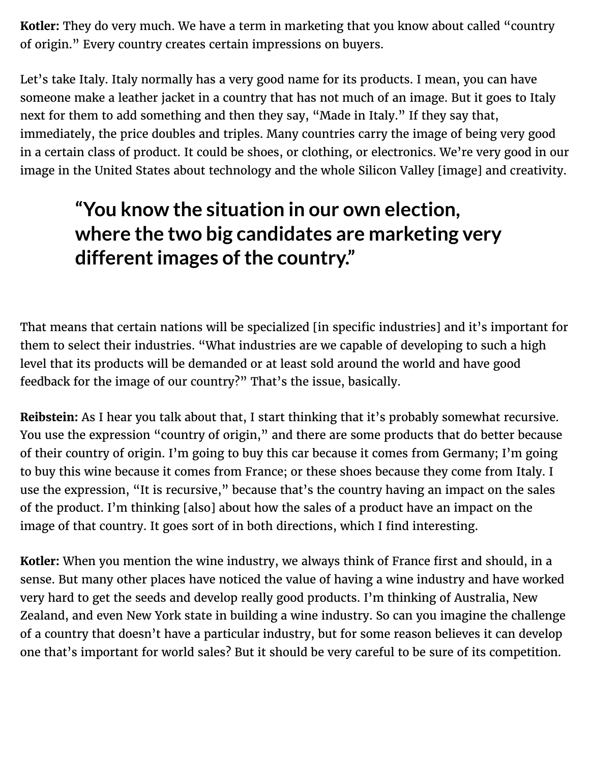**Kotler:** They do very much. We have a term in marketing that you know about called "country of origin." Every country creates certain impressions on buyers.

Let's take Italy. Italy normally has a very good name for its products. I mean, you can have someone make a leather jacket in a country that has not much of an image. But it goes to Italy next for them to add something and then they say, "Made in Italy." If they say that, immediately, the price doubles and triples. Many countries carry the image of being very good in a certain class of product. It could be shoes, or clothing, or electronics. We're very good in our image in the United States about technology and the whole Silicon Valley [image] and creativity.

> **"You know the situation in our own election, where the two big candidates are marketing very different images of the country."**

That means that certain nations will be specialized [in specific industries] and it's important for them to select their industries. "What industries are we capable of developing to such a high level that its products will be demanded or at least sold around the world and have good feedback for the image of our country?" That's the issue, basically.

**Reibstein:** As I hear you talk about that, I start thinking that it's probably somewhat recursive. You use the expression "country of origin," and there are some products that do better because of their country of origin. I'm going to buy this car because it comes from Germany; I'm going to buy this wine because it comes from France; or these shoes because they come from Italy. I use the expression, "It is recursive," because that's the country having an impact on the sales of the product. I'm thinking [also] about how the sales of a product have an impact on the image of that country. It goes sort of in both directions, which I find interesting.

**Kotler:** When you mention the wine industry, we always think of France first and should, in a sense. But many other places have noticed the value of having a wine industry and have worked very hard to get the seeds and develop really good products. I'm thinking of Australia, New Zealand, and even New York state in building a wine industry. So can you imagine the challenge of a country that doesn't have a particular industry, but for some reason believes it can develop one that's important for world sales? But it should be very careful to be sure of its competition.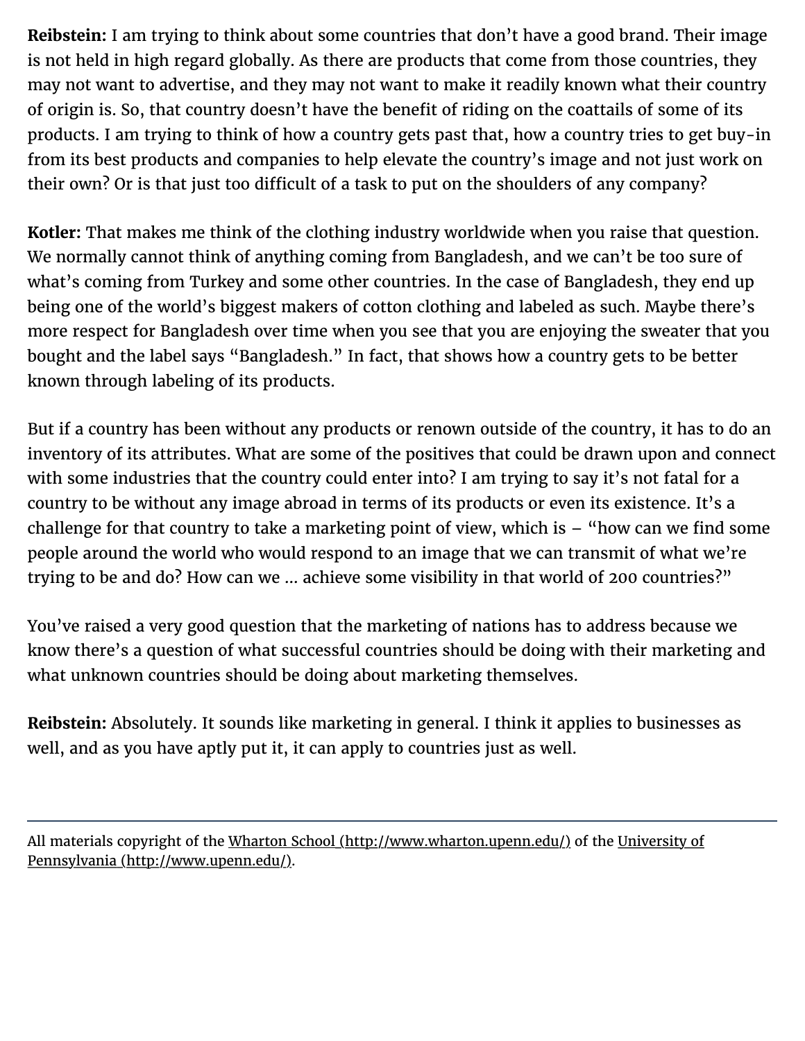**Reibstein:** I am trying to think about some countries that don't have a good brand. Their image is not held in high regard globally. As there are products that come from those countries, they may not want to advertise, and they may not want to make it readily known what their country of origin is. So, that country doesn't have the benefit of riding on the coattails of some of its products. I am trying to think of how a country gets past that, how a country tries to get buy-in from its best products and companies to help elevate the country's image and not just work on their own? Or is that just too difficult of a task to put on the shoulders of any company?

**Kotler:** That makes me think of the clothing industry worldwide when you raise that question. We normally cannot think of anything coming from Bangladesh, and we can't be too sure of what's coming from Turkey and some other countries. In the case of Bangladesh, they end up being one of the world's biggest makers of cotton clothing and labeled as such. Maybe there's more respect for Bangladesh over time when you see that you are enjoying the sweater that you bought and the label says "Bangladesh." In fact, that shows how a country gets to be better known through labeling of its products.

But if a country has been without any products or renown outside of the country, it has to do an inventory of its attributes. What are some of the positives that could be drawn upon and connect with some industries that the country could enter into? I am trying to say it's not fatal for a country to be without any image abroad in terms of its products or even its existence. It's a challenge for that country to take a marketing point of view, which is – "how can we find some people around the world who would respond to an image that we can transmit of what we're trying to be and do? How can we … achieve some visibility in that world of 200 countries?"

You've raised a very good question that the marketing of nations has to address because we know there's a question of what successful countries should be doing with their marketing and what unknown countries should be doing about marketing themselves.

**Reibstein:** Absolutely. It sounds like marketing in general. I think it applies to businesses as well, and as you have aptly put it, it can apply to countries just as well.

---

All materials copyright of the Wharton School (http://www.wharton.upenn.edu/) of the University of Pennsylvania (http://www.upenn.edu/).